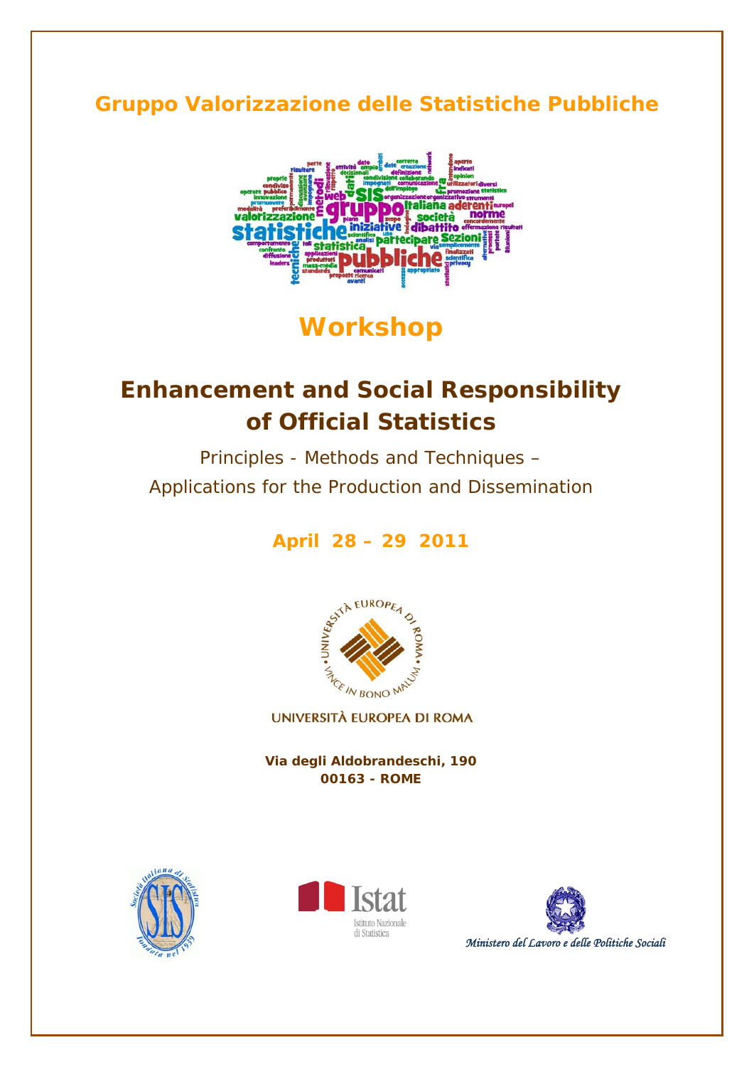**Gruppo Valorizzazione delle Statistiche Pubbliche**

# Workshop

# Enhancement and Social Responsibility of Official Statistics

Principles - Methods and Techniques –
Applications for the Production and Dissemination

**April 28 – 29 2011**

UNIVERSITÀ EUROPEA DI ROMA

**Via degli Aldobrandeschi, 190**
**00163 - ROME**

Istat
Istituto Nazionale di Statistica

*Ministero del Lavoro e delle Politiche Sociali*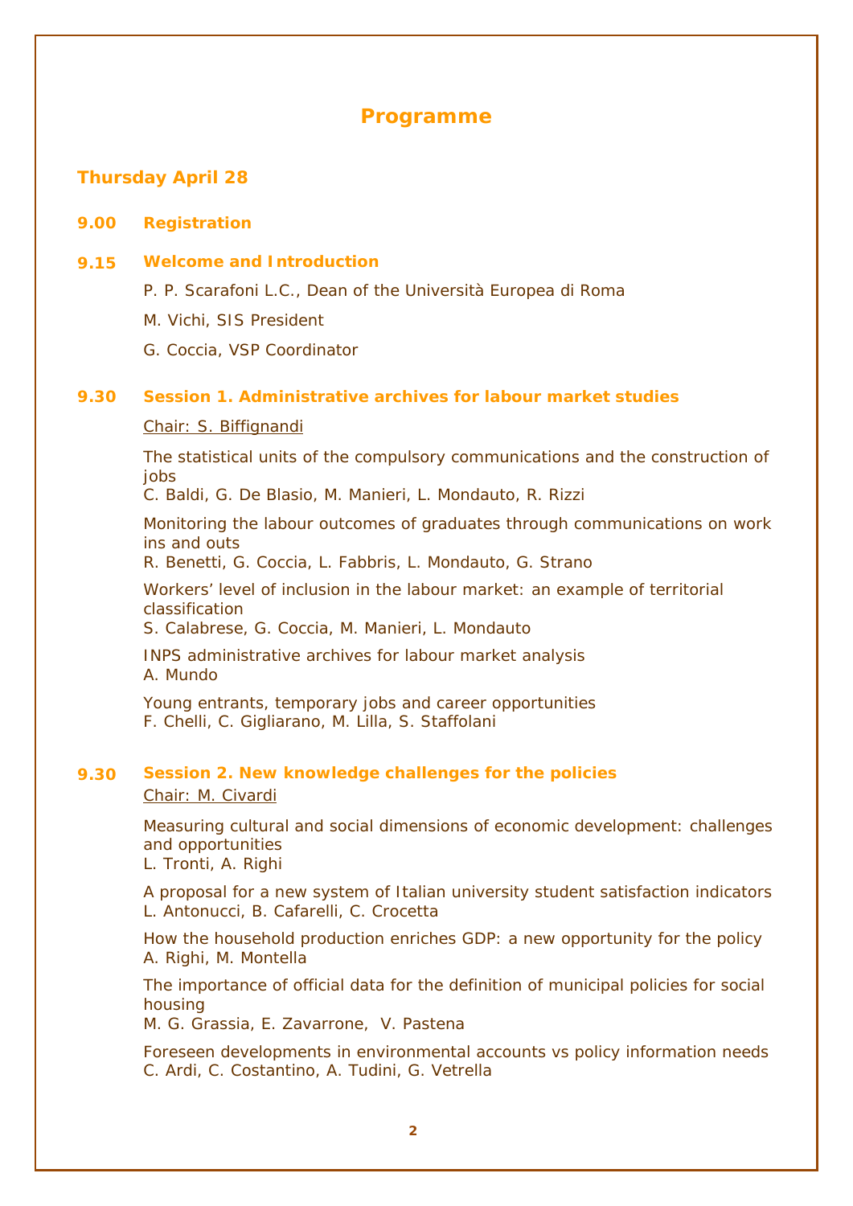# Programme

## Thursday April 28

**9.00 Registration**

**9.15 Welcome and Introduction**

P. P. Scarafoni L.C., Dean of the Università Europea di Roma

M. Vichi, SIS President

G. Coccia, VSP Coordinator

**9.30 Session 1. Administrative archives for labour market studies**

Chair: S. Biffignandi

The statistical units of the compulsory communications and the construction of jobs
C. Baldi, G. De Blasio, M. Manieri, L. Mondauto, R. Rizzi

Monitoring the labour outcomes of graduates through communications on work ins and outs
R. Benetti, G. Coccia, L. Fabbris, L. Mondauto, G. Strano

Workers' level of inclusion in the labour market: an example of territorial classification
S. Calabrese, G. Coccia, M. Manieri, L. Mondauto

INPS administrative archives for labour market analysis
A. Mundo

Young entrants, temporary jobs and career opportunities
F. Chelli, C. Gigliarano, M. Lilla, S. Staffolani

**9.30 Session 2. New knowledge challenges for the policies**

Chair: M. Civardi

Measuring cultural and social dimensions of economic development: challenges and opportunities
L. Tronti, A. Righi

A proposal for a new system of Italian university student satisfaction indicators
L. Antonucci, B. Cafarelli, C. Crocetta

How the household production enriches GDP: a new opportunity for the policy
A. Righi, M. Montella

The importance of official data for the definition of municipal policies for social housing
M. G. Grassia, E. Zavarrone, V. Pastena

Foreseen developments in environmental accounts vs policy information needs
C. Ardi, C. Costantino, A. Tudini, G. Vetrella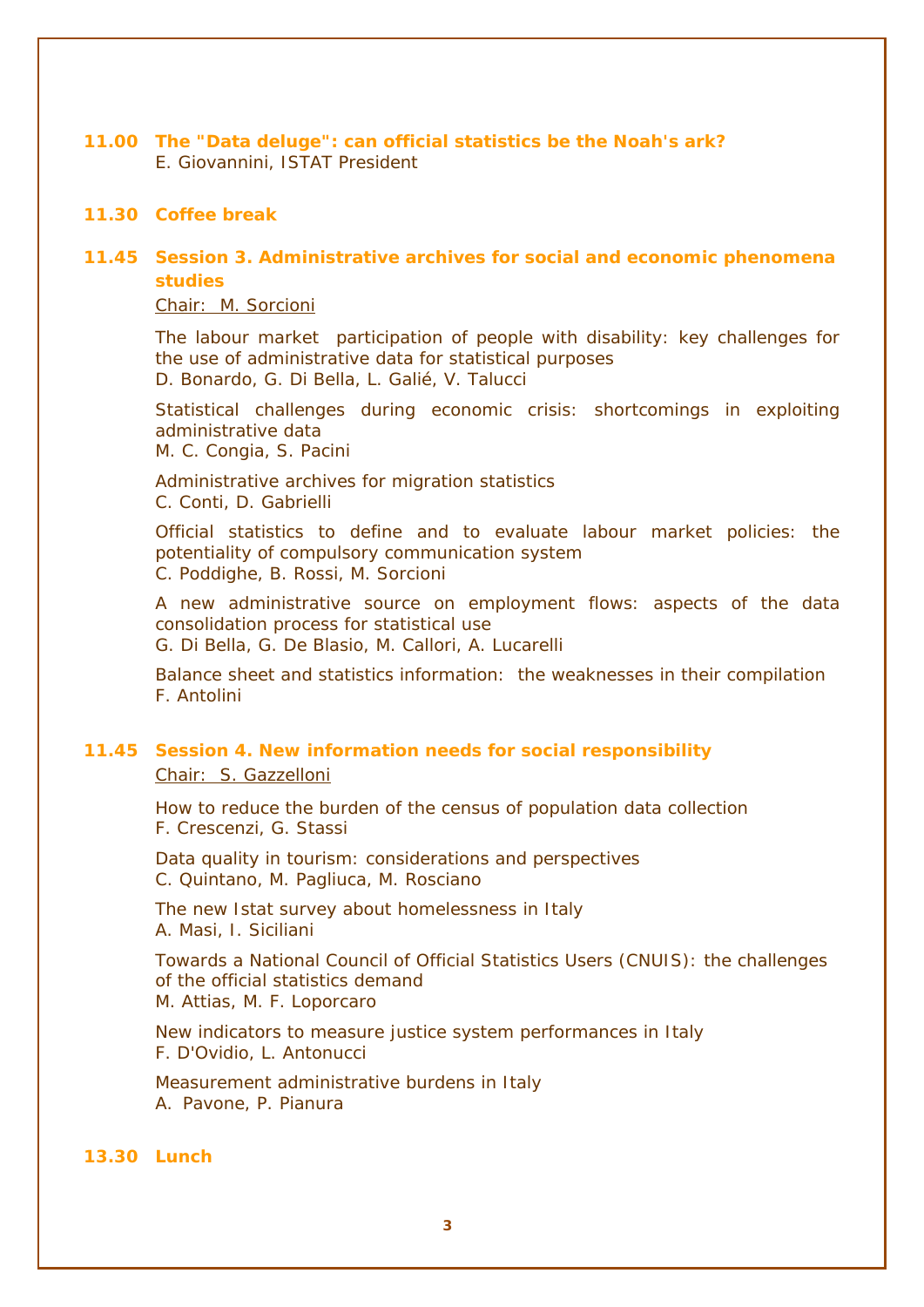**11.00 The "Data deluge": can official statistics be the Noah's ark?**
E. Giovannini, ISTAT President

**11.30 Coffee break**

**11.45 Session 3. Administrative archives for social and economic phenomena studies**

Chair: M. Sorcioni

The labour market participation of people with disability: key challenges for the use of administrative data for statistical purposes
D. Bonardo, G. Di Bella, L. Galié, V. Talucci

Statistical challenges during economic crisis: shortcomings in exploiting administrative data
M. C. Congia, S. Pacini

Administrative archives for migration statistics
C. Conti, D. Gabrielli

Official statistics to define and to evaluate labour market policies: the potentiality of compulsory communication system
C. Poddighe, B. Rossi, M. Sorcioni

A new administrative source on employment flows: aspects of the data consolidation process for statistical use
G. Di Bella, G. De Blasio, M. Callori, A. Lucarelli

Balance sheet and statistics information: the weaknesses in their compilation
F. Antolini

**11.45 Session 4. New information needs for social responsibility**

Chair: S. Gazzelloni

How to reduce the burden of the census of population data collection
F. Crescenzi, G. Stassi

Data quality in tourism: considerations and perspectives
C. Quintano, M. Pagliuca, M. Rosciano

The new Istat survey about homelessness in Italy
A. Masi, I. Siciliani

Towards a National Council of Official Statistics Users (CNUIS): the challenges of the official statistics demand
M. Attias, M. F. Loporcaro

New indicators to measure justice system performances in Italy
F. D'Ovidio, L. Antonucci

Measurement administrative burdens in Italy
A. Pavone, P. Pianura

**13.30 Lunch**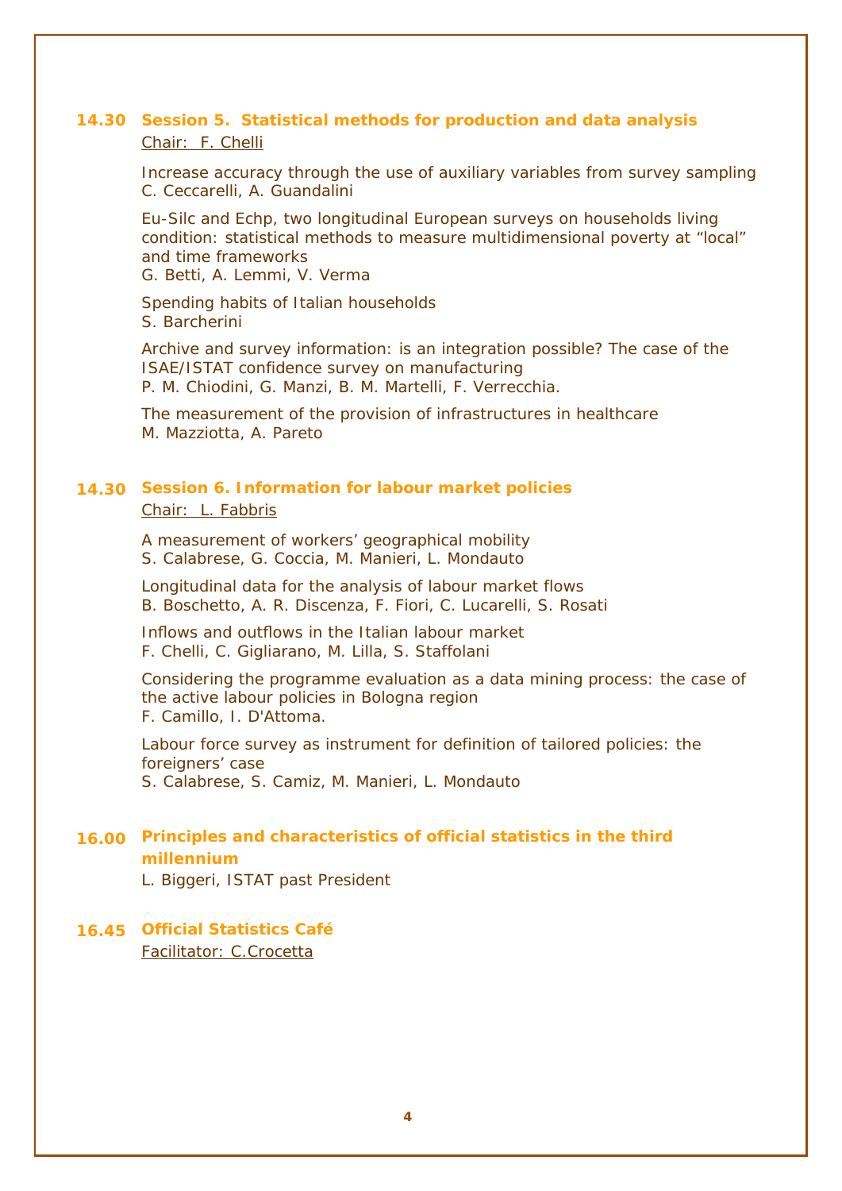**14.30 Session 5. Statistical methods for production and data analysis**

Chair: F. Chelli

Increase accuracy through the use of auxiliary variables from survey sampling
C. Ceccarelli, A. Guandalini

Eu-Silc and Echp, two longitudinal European surveys on households living condition: statistical methods to measure multidimensional poverty at "local" and time frameworks
G. Betti, A. Lemmi, V. Verma

Spending habits of Italian households
S. Barcherini

Archive and survey information: is an integration possible? The case of the ISAE/ISTAT confidence survey on manufacturing
P. M. Chiodini, G. Manzi, B. M. Martelli, F. Verrecchia.

The measurement of the provision of infrastructures in healthcare
M. Mazziotta, A. Pareto

**14.30 Session 6. Information for labour market policies**

Chair: L. Fabbris

A measurement of workers' geographical mobility
S. Calabrese, G. Coccia, M. Manieri, L. Mondauto

Longitudinal data for the analysis of labour market flows
B. Boschetto, A. R. Discenza, F. Fiori, C. Lucarelli, S. Rosati

Inflows and outflows in the Italian labour market
F. Chelli, C. Gigliarano, M. Lilla, S. Staffolani

Considering the programme evaluation as a data mining process: the case of the active labour policies in Bologna region
F. Camillo, I. D'Attoma.

Labour force survey as instrument for definition of tailored policies: the foreigners' case
S. Calabrese, S. Camiz, M. Manieri, L. Mondauto

**16.00 Principles and characteristics of official statistics in the third millennium**

L. Biggeri, ISTAT past President

**16.45 Official Statistics Café**

Facilitator: C.Crocetta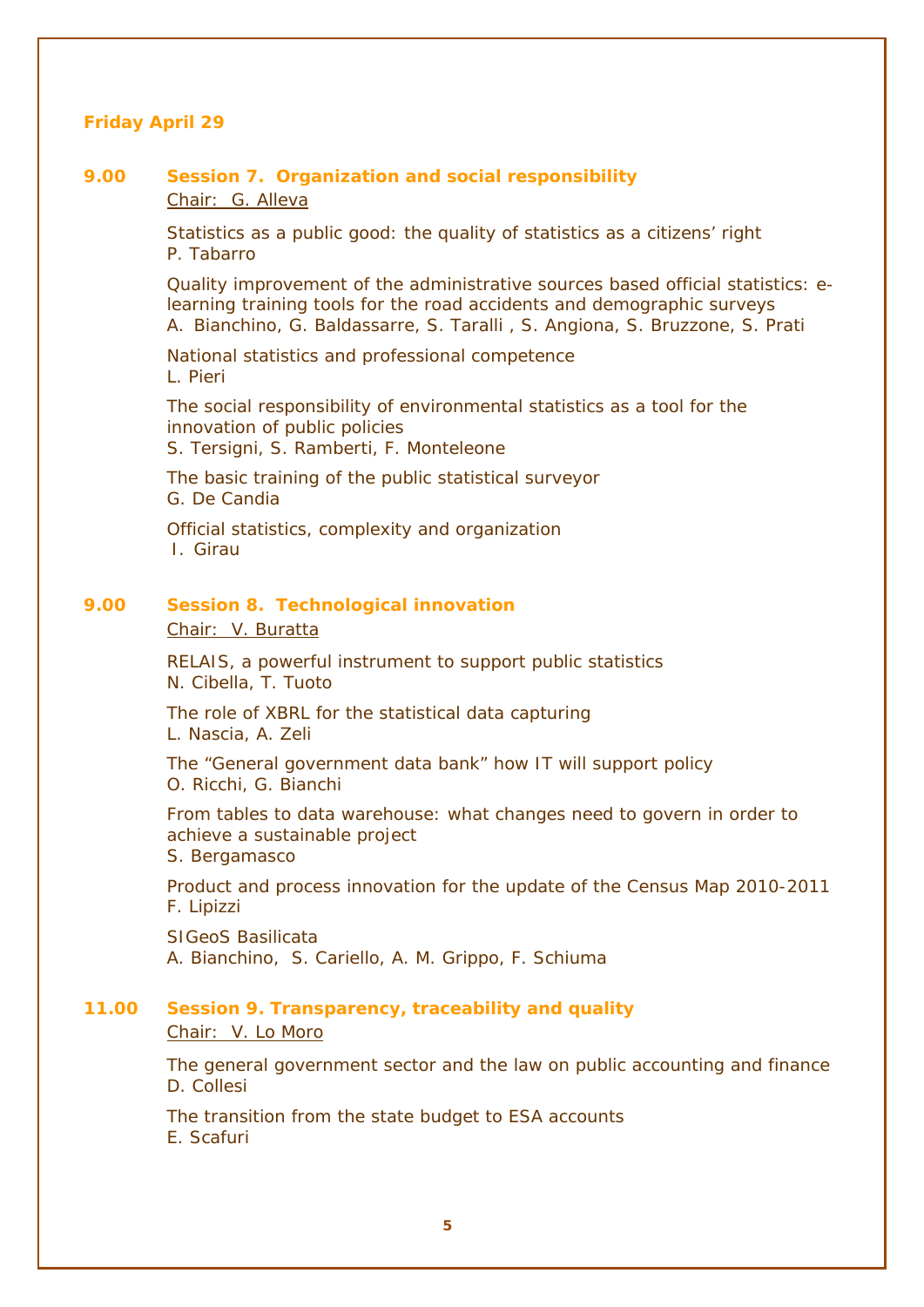## Friday April 29

### 9.00 Session 7. Organization and social responsibility

Chair: G. Alleva

Statistics as a public good: the quality of statistics as a citizens' right
P. Tabarro

Quality improvement of the administrative sources based official statistics: e-learning training tools for the road accidents and demographic surveys
A. Bianchino, G. Baldassarre, S. Taralli , S. Angiona, S. Bruzzone, S. Prati

National statistics and professional competence
L. Pieri

The social responsibility of environmental statistics as a tool for the innovation of public policies
S. Tersigni, S. Ramberti, F. Monteleone

The basic training of the public statistical surveyor
G. De Candia

Official statistics, complexity and organization
I. Girau

### 9.00 Session 8. Technological innovation

Chair: V. Buratta

RELAIS, a powerful instrument to support public statistics
N. Cibella, T. Tuoto

The role of XBRL for the statistical data capturing
L. Nascia, A. Zeli

The "General government data bank" how IT will support policy
O. Ricchi, G. Bianchi

From tables to data warehouse: what changes need to govern in order to achieve a sustainable project
S. Bergamasco

Product and process innovation for the update of the Census Map 2010-2011
F. Lipizzi

SIGeoS Basilicata
A. Bianchino, S. Cariello, A. M. Grippo, F. Schiuma

### 11.00 Session 9. Transparency, traceability and quality

Chair: V. Lo Moro

The general government sector and the law on public accounting and finance
D. Collesi

The transition from the state budget to ESA accounts
E. Scafuri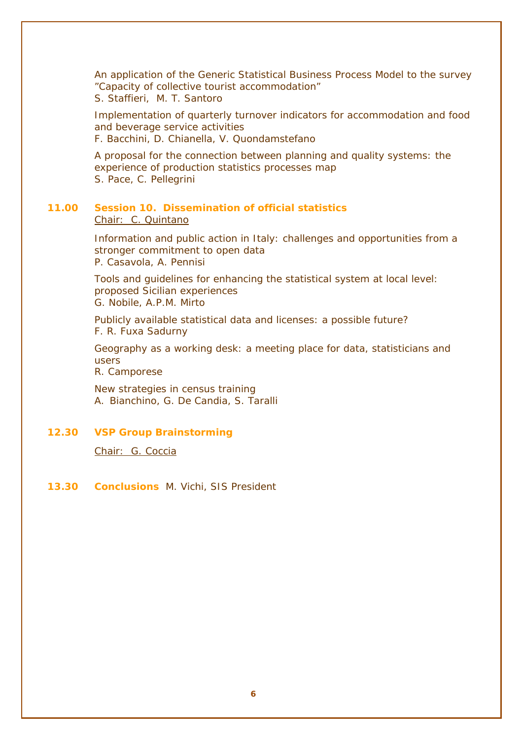An application of the Generic Statistical Business Process Model to the survey ”Capacity of collective tourist accommodation”
S. Staffieri, M. T. Santoro

Implementation of quarterly turnover indicators for accommodation and food and beverage service activities
F. Bacchini, D. Chianella, V. Quondamstefano

A proposal for the connection between planning and quality systems: the experience of production statistics processes map
S. Pace, C. Pellegrini

**11.00 Session 10. Dissemination of official statistics**
Chair: C. Quintano

Information and public action in Italy: challenges and opportunities from a stronger commitment to open data
P. Casavola, A. Pennisi

Tools and guidelines for enhancing the statistical system at local level: proposed Sicilian experiences
G. Nobile, A.P.M. Mirto

Publicly available statistical data and licenses: a possible future?
F. R. Fuxa Sadurny

Geography as a working desk: a meeting place for data, statisticians and users
R. Camporese

New strategies in census training
A. Bianchino, G. De Candia, S. Taralli

**12.30 VSP Group Brainstorming**

Chair: G. Coccia

**13.30 Conclusions** M. Vichi, SIS President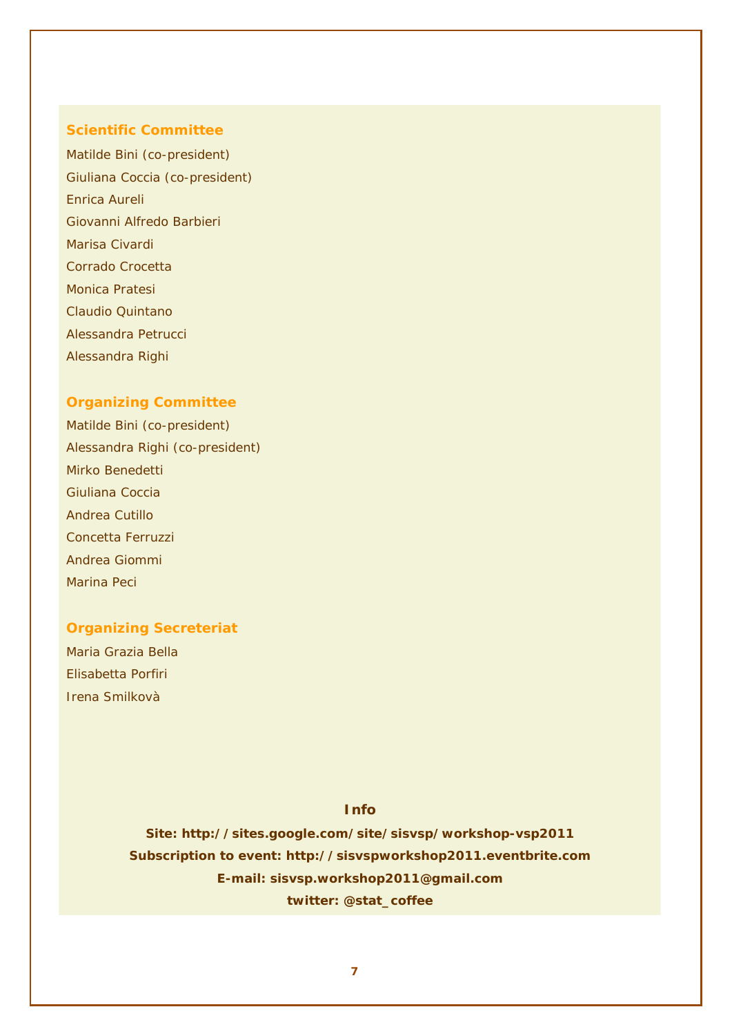## Scientific Committee

Matilde Bini (co-president)

Giuliana Coccia (co-president)

Enrica Aureli

Giovanni Alfredo Barbieri

Marisa Civardi

Corrado Crocetta

Monica Pratesi

Claudio Quintano

Alessandra Petrucci

Alessandra Righi

## Organizing Committee

Matilde Bini (co-president)

Alessandra Righi (co-president)

Mirko Benedetti

Giuliana Coccia

Andrea Cutillo

Concetta Ferruzzi

Andrea Giommi

Marina Peci

## Organizing Secreteriat

Maria Grazia Bella

Elisabetta Porfiri

Irena Smilkovà

**Info**

**Site: http://sites.google.com/site/sisvsp/workshop-vsp2011**

**Subscription to event: http://sisvspworkshop2011.eventbrite.com**

**E-mail: sisvsp.workshop2011@gmail.com**

**twitter: @stat_coffee**